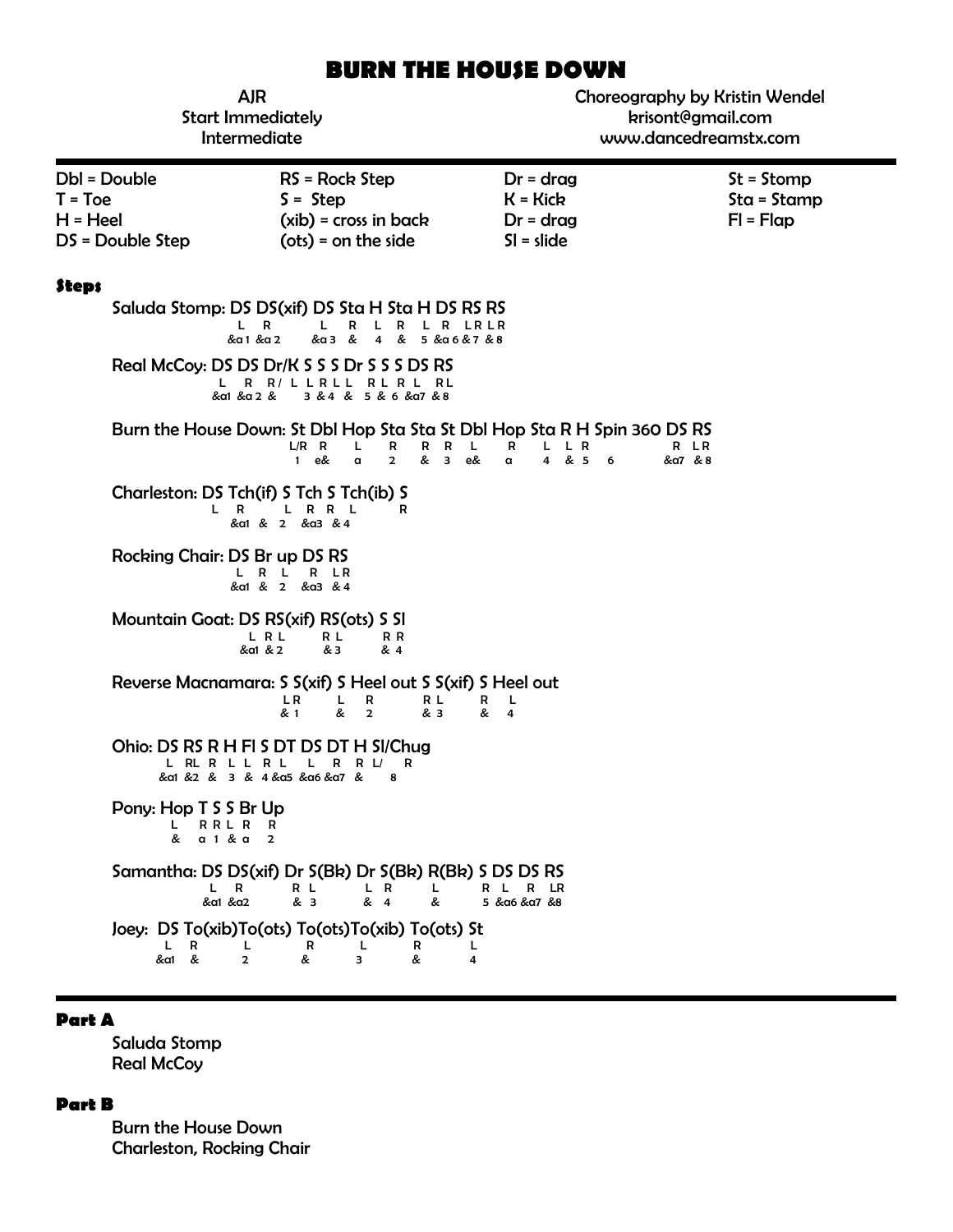# BURN THE HOUSE DOWN

AJR
Start Immediately
Intermediate

Choreography by Kristin Wendel
krisont@gmail.com
www.dancedreamstx.com

| | | | |
|---|---|---|---|
| Dbl = Double | RS = Rock Step | Dr = drag | St = Stomp |
| T = Toe | S = Step | K = Kick | Sta = Stamp |
| H = Heel | (xib) = cross in back | Dr = drag | Fl = Flap |
| DS = Double Step | (ots) = on the side | Sl = slide | |

### Steps

Saluda Stomp: DS DS(xif) DS Sta H Sta H DS RS RS
```
L R L R L R L R LR LR
&a 1 &a 2 &a 3 & 4 & 5 &a 6 & 7 & 8
```

Real McCoy: DS DS Dr/K S S S Dr S S S DS RS
```
L R R/ L L R L L R L R L RL
&a1 &a 2 & 3 & 4 & 5 & 6 &a7 & 8
```

Burn the House Down: St Dbl Hop Sta Sta St Dbl Hop Sta R H Spin 360 DS RS
```
L/R R L R R R L R L L R R LR
1 e& a 2 & 3 e& a 4 & 5 6 &a7 & 8
```

Charleston: DS Tch(if) S Tch S Tch(ib) S
```
L R L R R L R
&a1 & 2 &a3 & 4
```

Rocking Chair: DS Br up DS RS
```
L R L R LR
&a1 & 2 &a3 & 4
```

Mountain Goat: DS RS(xif) RS(ots) S Sl
```
L R L R L R R
&a1 & 2 & 3 & 4
```

Reverse Macnamara: S S(xif) S Heel out S S(xif) S Heel out
```
LR L R RL R L
& 1 & 2 & 3 & 4
```

Ohio: DS RS R H Fl S DT DS DT H Sl/Chug
```
L RL R L L R L L R R L/ R
&a1 &2 & 3 & 4 &a5 &a6 &a7 & 8
```

Pony: Hop T S S Br Up
```
L R R L R R
& a 1 & a 2
```

Samantha: DS DS(xif) Dr S(Bk) Dr S(Bk) R(Bk) S DS DS RS
```
L R R L L R L R L R LR
&a1 &a2 & 3 & 4 & 5 &a6 &a7 &8
```

Joey: DS To(xib)To(ots) To(ots)To(xib) To(ots) St
```
L R L R L R L
&a1 & 2 & 3 & 4
```

### Part A

Saluda Stomp
Real McCoy

### Part B

Burn the House Down
Charleston, Rocking Chair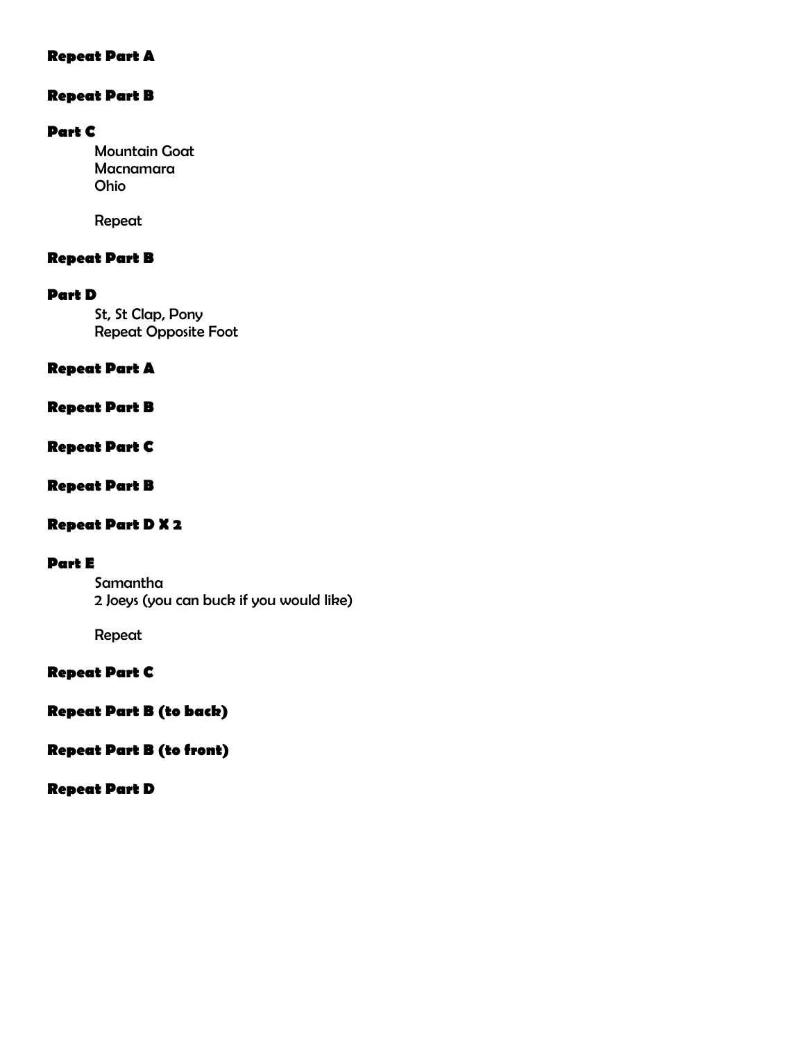**Repeat Part A**

**Repeat Part B**

**Part C**

Mountain Goat
Macnamara
Ohio

Repeat

**Repeat Part B**

**Part D**

St, St Clap, Pony
Repeat Opposite Foot

**Repeat Part A**

**Repeat Part B**

**Repeat Part C**

**Repeat Part B**

**Repeat Part D X 2**

**Part E**

Samantha
2 Joeys (you can buck if you would like)

Repeat

**Repeat Part C**

**Repeat Part B (to back)**

**Repeat Part B (to front)**

**Repeat Part D**